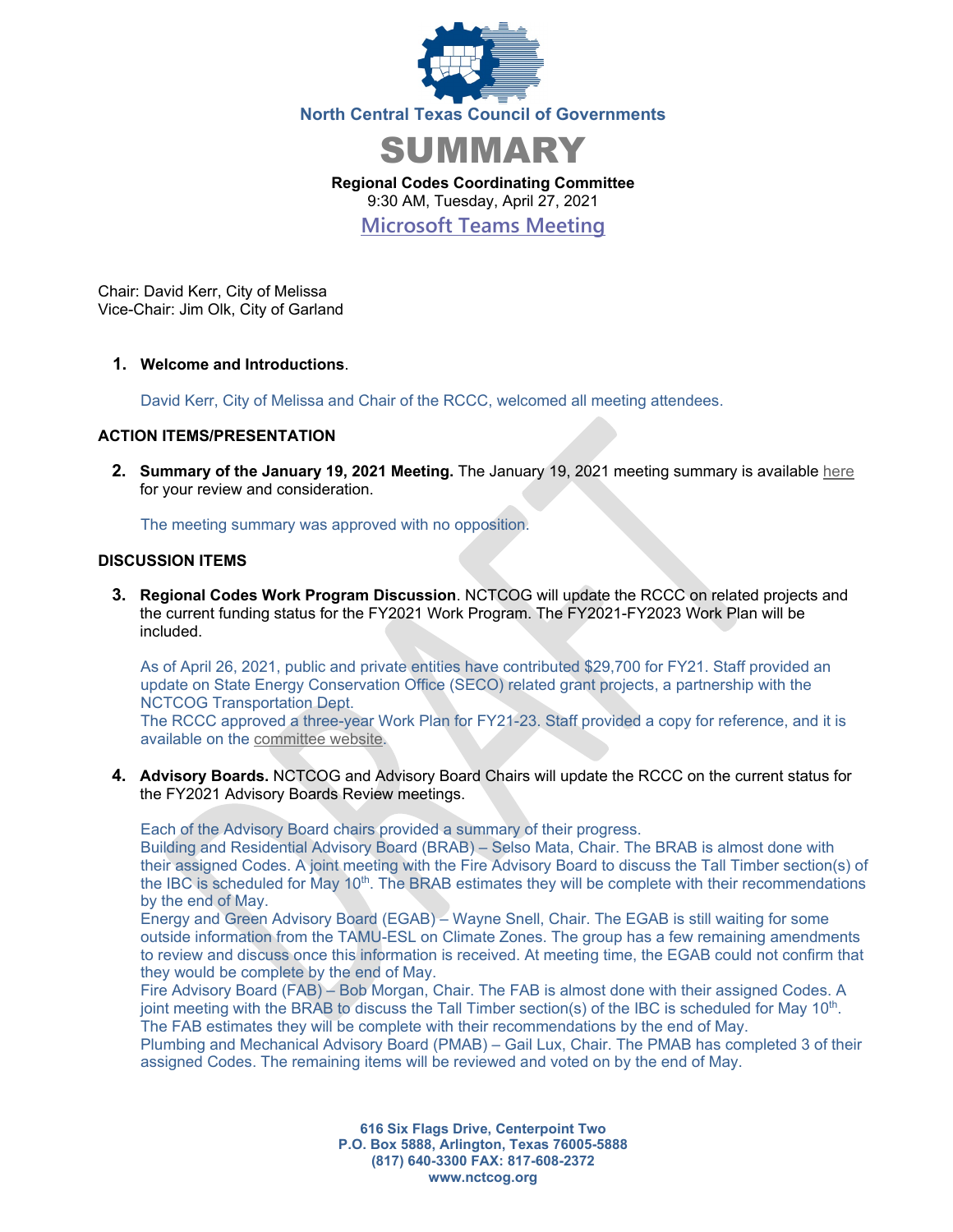North Central Texas Council of Governments

# SUMMARY

**Regional Codes Coordinating Committee**
9:30 AM, Tuesday, April 27, 2021
Microsoft Teams Meeting

Chair: David Kerr, City of Melissa
Vice-Chair: Jim Olk, City of Garland

1. **Welcome and Introductions**.

   David Kerr, City of Melissa and Chair of the RCCC, welcomed all meeting attendees.

**ACTION ITEMS/PRESENTATION**

2. **Summary of the January 19, 2021 Meeting.** The January 19, 2021 meeting summary is available here for your review and consideration.

   The meeting summary was approved with no opposition.

**DISCUSSION ITEMS**

3. **Regional Codes Work Program Discussion**. NCTCOG will update the RCCC on related projects and the current funding status for the FY2021 Work Program. The FY2021-FY2023 Work Plan will be included.

   As of April 26, 2021, public and private entities have contributed $29,700 for FY21. Staff provided an update on State Energy Conservation Office (SECO) related grant projects, a partnership with the NCTCOG Transportation Dept.
   The RCCC approved a three-year Work Plan for FY21-23. Staff provided a copy for reference, and it is available on the committee website.

4. **Advisory Boards.** NCTCOG and Advisory Board Chairs will update the RCCC on the current status for the FY2021 Advisory Boards Review meetings.

   Each of the Advisory Board chairs provided a summary of their progress.
   Building and Residential Advisory Board (BRAB) – Selso Mata, Chair. The BRAB is almost done with their assigned Codes. A joint meeting with the Fire Advisory Board to discuss the Tall Timber section(s) of the IBC is scheduled for May 10th. The BRAB estimates they will be complete with their recommendations by the end of May.
   Energy and Green Advisory Board (EGAB) – Wayne Snell, Chair. The EGAB is still waiting for some outside information from the TAMU-ESL on Climate Zones. The group has a few remaining amendments to review and discuss once this information is received. At meeting time, the EGAB could not confirm that they would be complete by the end of May.
   Fire Advisory Board (FAB) – Bob Morgan, Chair. The FAB is almost done with their assigned Codes. A joint meeting with the BRAB to discuss the Tall Timber section(s) of the IBC is scheduled for May 10th. The FAB estimates they will be complete with their recommendations by the end of May.
   Plumbing and Mechanical Advisory Board (PMAB) – Gail Lux, Chair. The PMAB has completed 3 of their assigned Codes. The remaining items will be reviewed and voted on by the end of May.

**616 Six Flags Drive, Centerpoint Two**
**P.O. Box 5888, Arlington, Texas 76005-5888**
**(817) 640-3300 FAX: 817-608-2372**
**www.nctcog.org**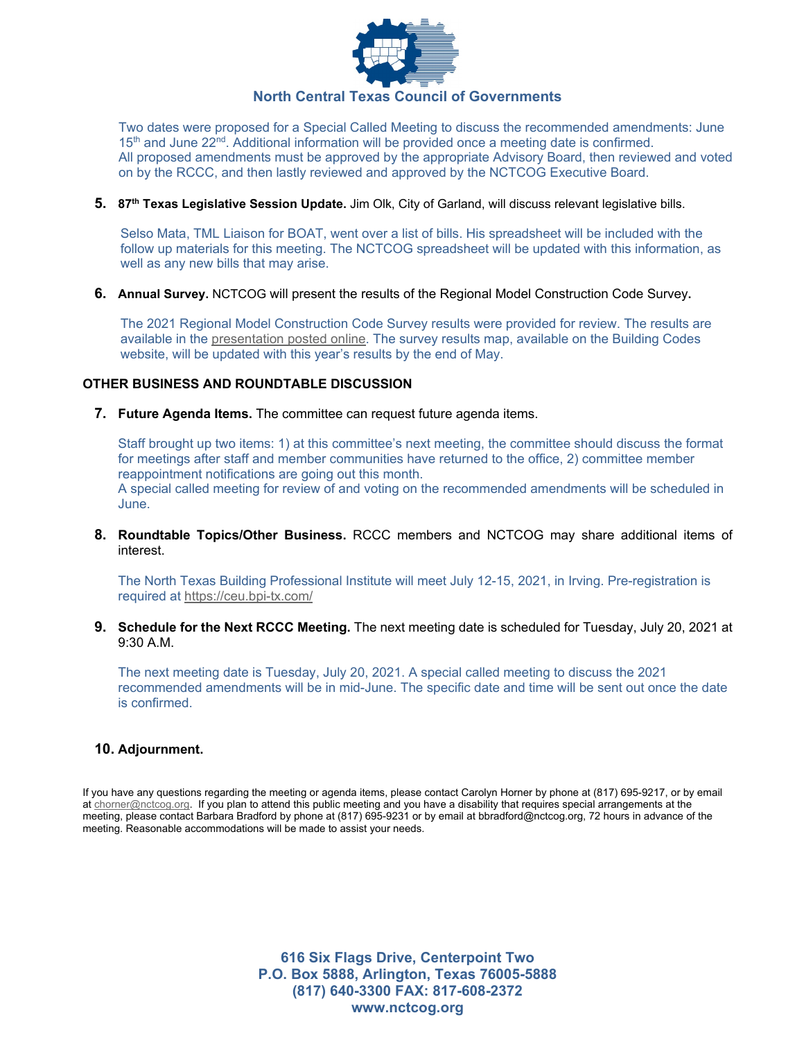Two dates were proposed for a Special Called Meeting to discuss the recommended amendments: June 15th and June 22nd. Additional information will be provided once a meeting date is confirmed.
All proposed amendments must be approved by the appropriate Advisory Board, then reviewed and voted on by the RCCC, and then lastly reviewed and approved by the NCTCOG Executive Board.

5. **87th Texas Legislative Session Update.** Jim Olk, City of Garland, will discuss relevant legislative bills.

   Selso Mata, TML Liaison for BOAT, went over a list of bills. His spreadsheet will be included with the follow up materials for this meeting. The NCTCOG spreadsheet will be updated with this information, as well as any new bills that may arise.

6. **Annual Survey.** NCTCOG will present the results of the Regional Model Construction Code Survey**.**

   The 2021 Regional Model Construction Code Survey results were provided for review. The results are available in the presentation posted online. The survey results map, available on the Building Codes website, will be updated with this year's results by the end of May.

## OTHER BUSINESS AND ROUNDTABLE DISCUSSION

7. **Future Agenda Items.** The committee can request future agenda items.

   Staff brought up two items: 1) at this committee's next meeting, the committee should discuss the format for meetings after staff and member communities have returned to the office, 2) committee member reappointment notifications are going out this month.
   A special called meeting for review of and voting on the recommended amendments will be scheduled in June.

8. **Roundtable Topics/Other Business.** RCCC members and NCTCOG may share additional items of interest.

   The North Texas Building Professional Institute will meet July 12-15, 2021, in Irving. Pre-registration is required at https://ceu.bpi-tx.com/

9. **Schedule for the Next RCCC Meeting.** The next meeting date is scheduled for Tuesday, July 20, 2021 at 9:30 A.M.

   The next meeting date is Tuesday, July 20, 2021. A special called meeting to discuss the 2021 recommended amendments will be in mid-June. The specific date and time will be sent out once the date is confirmed.

10. **Adjournment.**

If you have any questions regarding the meeting or agenda items, please contact Carolyn Horner by phone at (817) 695-9217, or by email at chorner@nctcog.org. If you plan to attend this public meeting and you have a disability that requires special arrangements at the meeting, please contact Barbara Bradford by phone at (817) 695-9231 or by email at bbradford@nctcog.org, 72 hours in advance of the meeting. Reasonable accommodations will be made to assist your needs.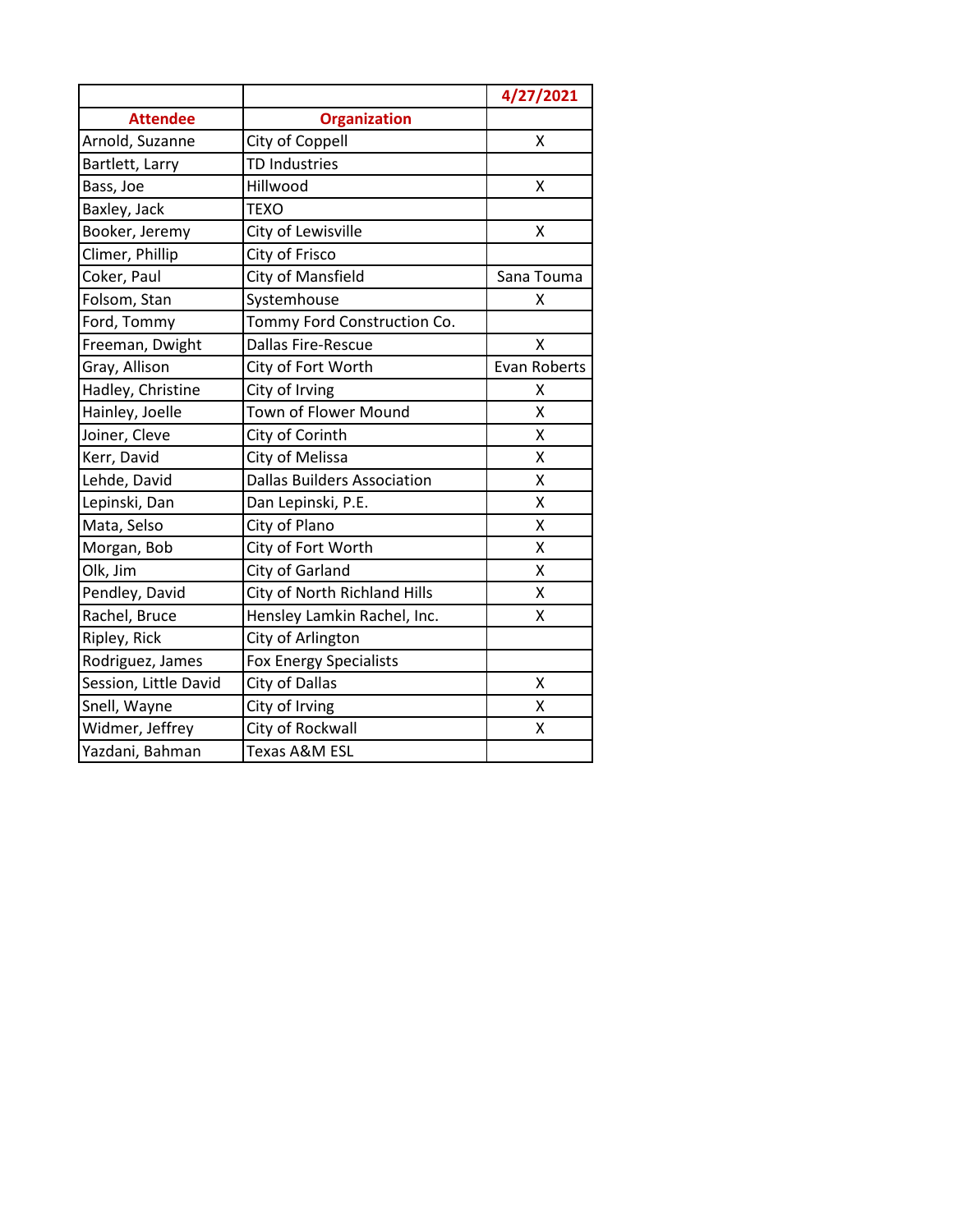| | | 4/27/2021 |
|---|---|---|
| **Attendee** | **Organization** | |
| Arnold, Suzanne | City of Coppell | X |
| Bartlett, Larry | TD Industries | |
| Bass, Joe | Hillwood | X |
| Baxley, Jack | TEXO | |
| Booker, Jeremy | City of Lewisville | X |
| Climer, Phillip | City of Frisco | |
| Coker, Paul | City of Mansfield | Sana Touma |
| Folsom, Stan | Systemhouse | X |
| Ford, Tommy | Tommy Ford Construction Co. | |
| Freeman, Dwight | Dallas Fire-Rescue | X |
| Gray, Allison | City of Fort Worth | Evan Roberts |
| Hadley, Christine | City of Irving | X |
| Hainley, Joelle | Town of Flower Mound | X |
| Joiner, Cleve | City of Corinth | X |
| Kerr, David | City of Melissa | X |
| Lehde, David | Dallas Builders Association | X |
| Lepinski, Dan | Dan Lepinski, P.E. | X |
| Mata, Selso | City of Plano | X |
| Morgan, Bob | City of Fort Worth | X |
| Olk, Jim | City of Garland | X |
| Pendley, David | City of North Richland Hills | X |
| Rachel, Bruce | Hensley Lamkin Rachel, Inc. | X |
| Ripley, Rick | City of Arlington | |
| Rodriguez, James | Fox Energy Specialists | |
| Session, Little David | City of Dallas | X |
| Snell, Wayne | City of Irving | X |
| Widmer, Jeffrey | City of Rockwall | X |
| Yazdani, Bahman | Texas A&M ESL | |